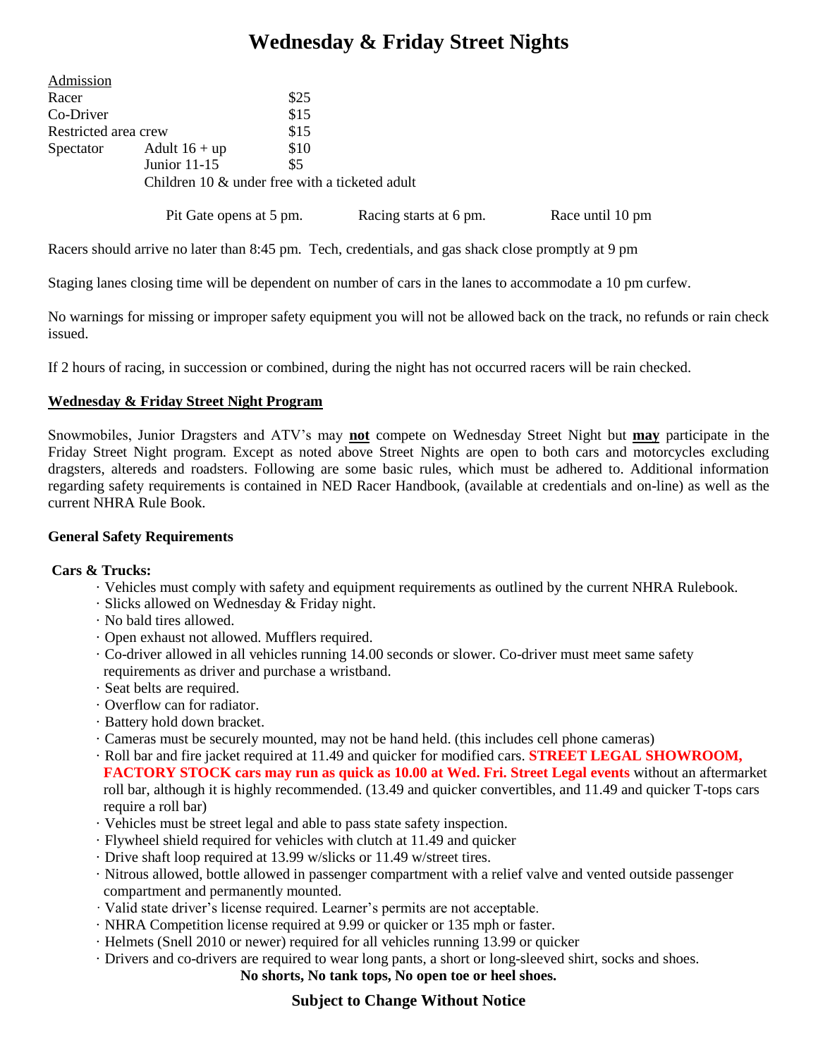# Wednesday & Friday Street Nights

| Admission | | |
|---|---|---|
| Racer | | $25 |
| Co-Driver | | $15 |
| Restricted area crew | | $15 |
| Spectator | Adult 16 + up | $10 |
| | Junior 11-15 | $5 |
| | Children 10 & under free with a ticketed adult | |

Pit Gate opens at 5 pm. Racing starts at 6 pm. Race until 10 pm

Racers should arrive no later than 8:45 pm. Tech, credentials, and gas shack close promptly at 9 pm

Staging lanes closing time will be dependent on number of cars in the lanes to accommodate a 10 pm curfew.

No warnings for missing or improper safety equipment you will not be allowed back on the track, no refunds or rain check issued.

If 2 hours of racing, in succession or combined, during the night has not occurred racers will be rain checked.

## Wednesday & Friday Street Night Program

Snowmobiles, Junior Dragsters and ATV's may **not** compete on Wednesday Street Night but **may** participate in the Friday Street Night program. Except as noted above Street Nights are open to both cars and motorcycles excluding dragsters, altereds and roadsters. Following are some basic rules, which must be adhered to. Additional information regarding safety requirements is contained in NED Racer Handbook, (available at credentials and on-line) as well as the current NHRA Rule Book.

### General Safety Requirements

**Cars & Trucks:**

- Vehicles must comply with safety and equipment requirements as outlined by the current NHRA Rulebook.
- Slicks allowed on Wednesday & Friday night.
- No bald tires allowed.
- Open exhaust not allowed. Mufflers required.
- Co-driver allowed in all vehicles running 14.00 seconds or slower. Co-driver must meet same safety requirements as driver and purchase a wristband.
- Seat belts are required.
- Overflow can for radiator.
- Battery hold down bracket.
- Cameras must be securely mounted, may not be hand held. (this includes cell phone cameras)
- Roll bar and fire jacket required at 11.49 and quicker for modified cars. **STREET LEGAL SHOWROOM, FACTORY STOCK cars may run as quick as 10.00 at Wed. Fri. Street Legal events** without an aftermarket roll bar, although it is highly recommended. (13.49 and quicker convertibles, and 11.49 and quicker T-tops cars require a roll bar)
- Vehicles must be street legal and able to pass state safety inspection.
- Flywheel shield required for vehicles with clutch at 11.49 and quicker
- Drive shaft loop required at 13.99 w/slicks or 11.49 w/street tires.
- Nitrous allowed, bottle allowed in passenger compartment with a relief valve and vented outside passenger compartment and permanently mounted.
- Valid state driver's license required. Learner's permits are not acceptable.
- NHRA Competition license required at 9.99 or quicker or 135 mph or faster.
- Helmets (Snell 2010 or newer) required for all vehicles running 13.99 or quicker
- Drivers and co-drivers are required to wear long pants, a short or long-sleeved shirt, socks and shoes.

**No shorts, No tank tops, No open toe or heel shoes.**

**Subject to Change Without Notice**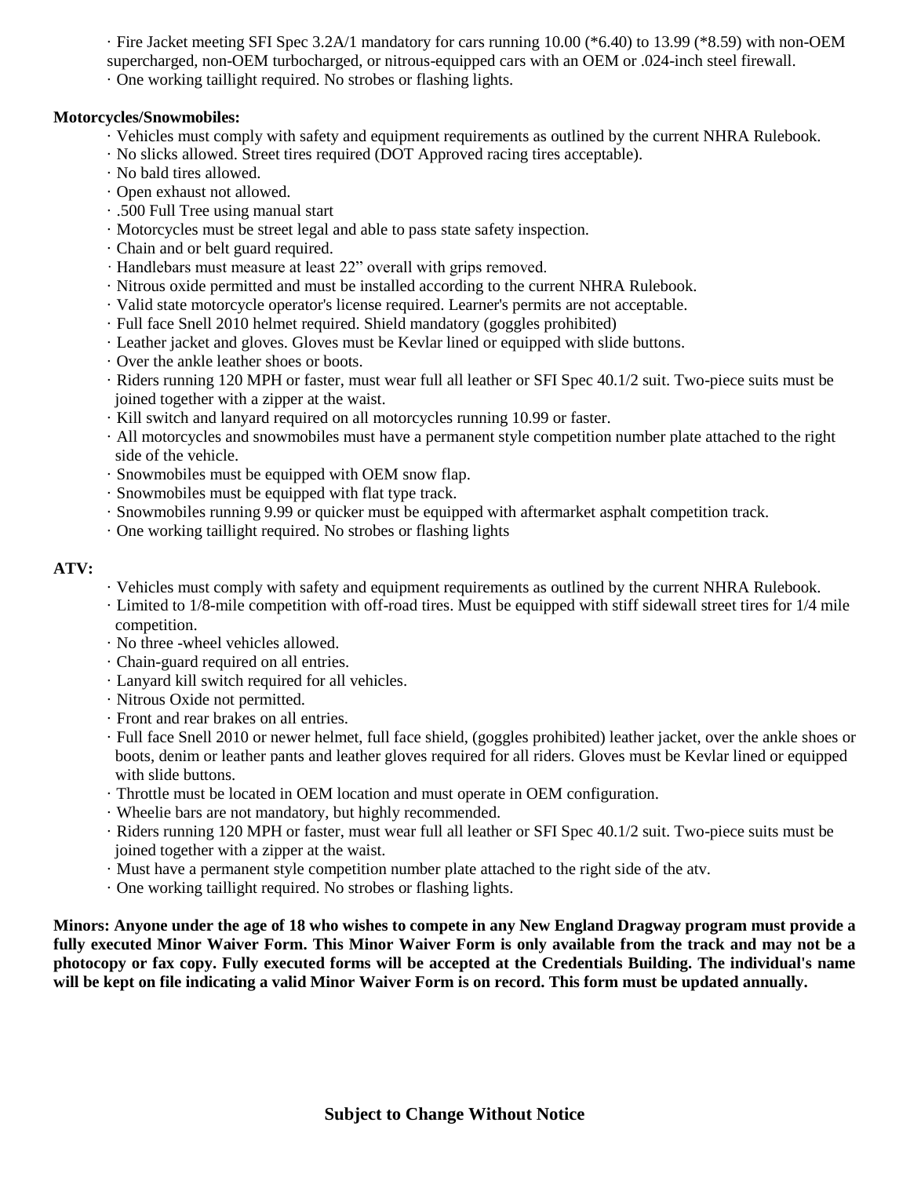- Fire Jacket meeting SFI Spec 3.2A/1 mandatory for cars running 10.00 (*6.40) to 13.99 (*8.59) with non-OEM supercharged, non-OEM turbocharged, or nitrous-equipped cars with an OEM or .024-inch steel firewall.
- One working taillight required. No strobes or flashing lights.

**Motorcycles/Snowmobiles:**

- Vehicles must comply with safety and equipment requirements as outlined by the current NHRA Rulebook.
- No slicks allowed. Street tires required (DOT Approved racing tires acceptable).
- No bald tires allowed.
- Open exhaust not allowed.
- .500 Full Tree using manual start
- Motorcycles must be street legal and able to pass state safety inspection.
- Chain and or belt guard required.
- Handlebars must measure at least 22" overall with grips removed.
- Nitrous oxide permitted and must be installed according to the current NHRA Rulebook.
- Valid state motorcycle operator's license required. Learner's permits are not acceptable.
- Full face Snell 2010 helmet required. Shield mandatory (goggles prohibited)
- Leather jacket and gloves. Gloves must be Kevlar lined or equipped with slide buttons.
- Over the ankle leather shoes or boots.
- Riders running 120 MPH or faster, must wear full all leather or SFI Spec 40.1/2 suit. Two-piece suits must be joined together with a zipper at the waist.
- Kill switch and lanyard required on all motorcycles running 10.99 or faster.
- All motorcycles and snowmobiles must have a permanent style competition number plate attached to the right side of the vehicle.
- Snowmobiles must be equipped with OEM snow flap.
- Snowmobiles must be equipped with flat type track.
- Snowmobiles running 9.99 or quicker must be equipped with aftermarket asphalt competition track.
- One working taillight required. No strobes or flashing lights

**ATV:**

- Vehicles must comply with safety and equipment requirements as outlined by the current NHRA Rulebook.
- Limited to 1/8-mile competition with off-road tires. Must be equipped with stiff sidewall street tires for 1/4 mile competition.
- No three -wheel vehicles allowed.
- Chain-guard required on all entries.
- Lanyard kill switch required for all vehicles.
- Nitrous Oxide not permitted.
- Front and rear brakes on all entries.
- Full face Snell 2010 or newer helmet, full face shield, (goggles prohibited) leather jacket, over the ankle shoes or boots, denim or leather pants and leather gloves required for all riders. Gloves must be Kevlar lined or equipped with slide buttons.
- Throttle must be located in OEM location and must operate in OEM configuration.
- Wheelie bars are not mandatory, but highly recommended.
- Riders running 120 MPH or faster, must wear full all leather or SFI Spec 40.1/2 suit. Two-piece suits must be joined together with a zipper at the waist.
- Must have a permanent style competition number plate attached to the right side of the atv.
- One working taillight required. No strobes or flashing lights.

**Minors: Anyone under the age of 18 who wishes to compete in any New England Dragway program must provide a fully executed Minor Waiver Form. This Minor Waiver Form is only available from the track and may not be a photocopy or fax copy. Fully executed forms will be accepted at the Credentials Building. The individual's name will be kept on file indicating a valid Minor Waiver Form is on record. This form must be updated annually.**

**Subject to Change Without Notice**